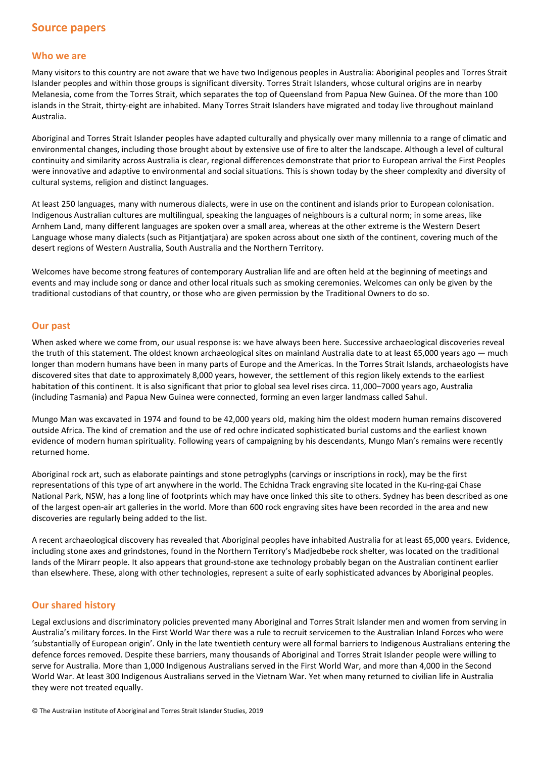# Source papers

## Who we are

Many visitors to this country are not aware that we have two Indigenous peoples in Australia: Aboriginal peoples and Torres Strait Islander peoples and within those groups is significant diversity. Torres Strait Islanders, whose cultural origins are in nearby Melanesia, come from the Torres Strait, which separates the top of Queensland from Papua New Guinea. Of the more than 100 islands in the Strait, thirty-eight are inhabited. Many Torres Strait Islanders have migrated and today live throughout mainland Australia.

Aboriginal and Torres Strait Islander peoples have adapted culturally and physically over many millennia to a range of climatic and environmental changes, including those brought about by extensive use of fire to alter the landscape. Although a level of cultural continuity and similarity across Australia is clear, regional differences demonstrate that prior to European arrival the First Peoples were innovative and adaptive to environmental and social situations. This is shown today by the sheer complexity and diversity of cultural systems, religion and distinct languages.

At least 250 languages, many with numerous dialects, were in use on the continent and islands prior to European colonisation. Indigenous Australian cultures are multilingual, speaking the languages of neighbours is a cultural norm; in some areas, like Arnhem Land, many different languages are spoken over a small area, whereas at the other extreme is the Western Desert Language whose many dialects (such as Pitjantjatjara) are spoken across about one sixth of the continent, covering much of the desert regions of Western Australia, South Australia and the Northern Territory.

Welcomes have become strong features of contemporary Australian life and are often held at the beginning of meetings and events and may include song or dance and other local rituals such as smoking ceremonies. Welcomes can only be given by the traditional custodians of that country, or those who are given permission by the Traditional Owners to do so.

## Our past

When asked where we come from, our usual response is: we have always been here. Successive archaeological discoveries reveal the truth of this statement. The oldest known archaeological sites on mainland Australia date to at least 65,000 years ago — much longer than modern humans have been in many parts of Europe and the Americas. In the Torres Strait Islands, archaeologists have discovered sites that date to approximately 8,000 years, however, the settlement of this region likely extends to the earliest habitation of this continent. It is also significant that prior to global sea level rises circa. 11,000–7000 years ago, Australia (including Tasmania) and Papua New Guinea were connected, forming an even larger landmass called Sahul.

Mungo Man was excavated in 1974 and found to be 42,000 years old, making him the oldest modern human remains discovered outside Africa. The kind of cremation and the use of red ochre indicated sophisticated burial customs and the earliest known evidence of modern human spirituality. Following years of campaigning by his descendants, Mungo Man's remains were recently returned home.

Aboriginal rock art, such as elaborate paintings and stone petroglyphs (carvings or inscriptions in rock), may be the first representations of this type of art anywhere in the world. The Echidna Track engraving site located in the Ku-ring-gai Chase National Park, NSW, has a long line of footprints which may have once linked this site to others. Sydney has been described as one of the largest open-air art galleries in the world. More than 600 rock engraving sites have been recorded in the area and new discoveries are regularly being added to the list.

A recent archaeological discovery has revealed that Aboriginal peoples have inhabited Australia for at least 65,000 years. Evidence, including stone axes and grindstones, found in the Northern Territory's Madjedbebe rock shelter, was located on the traditional lands of the Mirarr people. It also appears that ground-stone axe technology probably began on the Australian continent earlier than elsewhere. These, along with other technologies, represent a suite of early sophisticated advances by Aboriginal peoples.

## Our shared history

Legal exclusions and discriminatory policies prevented many Aboriginal and Torres Strait Islander men and women from serving in Australia's military forces. In the First World War there was a rule to recruit servicemen to the Australian Inland Forces who were 'substantially of European origin'. Only in the late twentieth century were all formal barriers to Indigenous Australians entering the defence forces removed. Despite these barriers, many thousands of Aboriginal and Torres Strait Islander people were willing to serve for Australia. More than 1,000 Indigenous Australians served in the First World War, and more than 4,000 in the Second World War. At least 300 Indigenous Australians served in the Vietnam War. Yet when many returned to civilian life in Australia they were not treated equally.

© The Australian Institute of Aboriginal and Torres Strait Islander Studies, 2019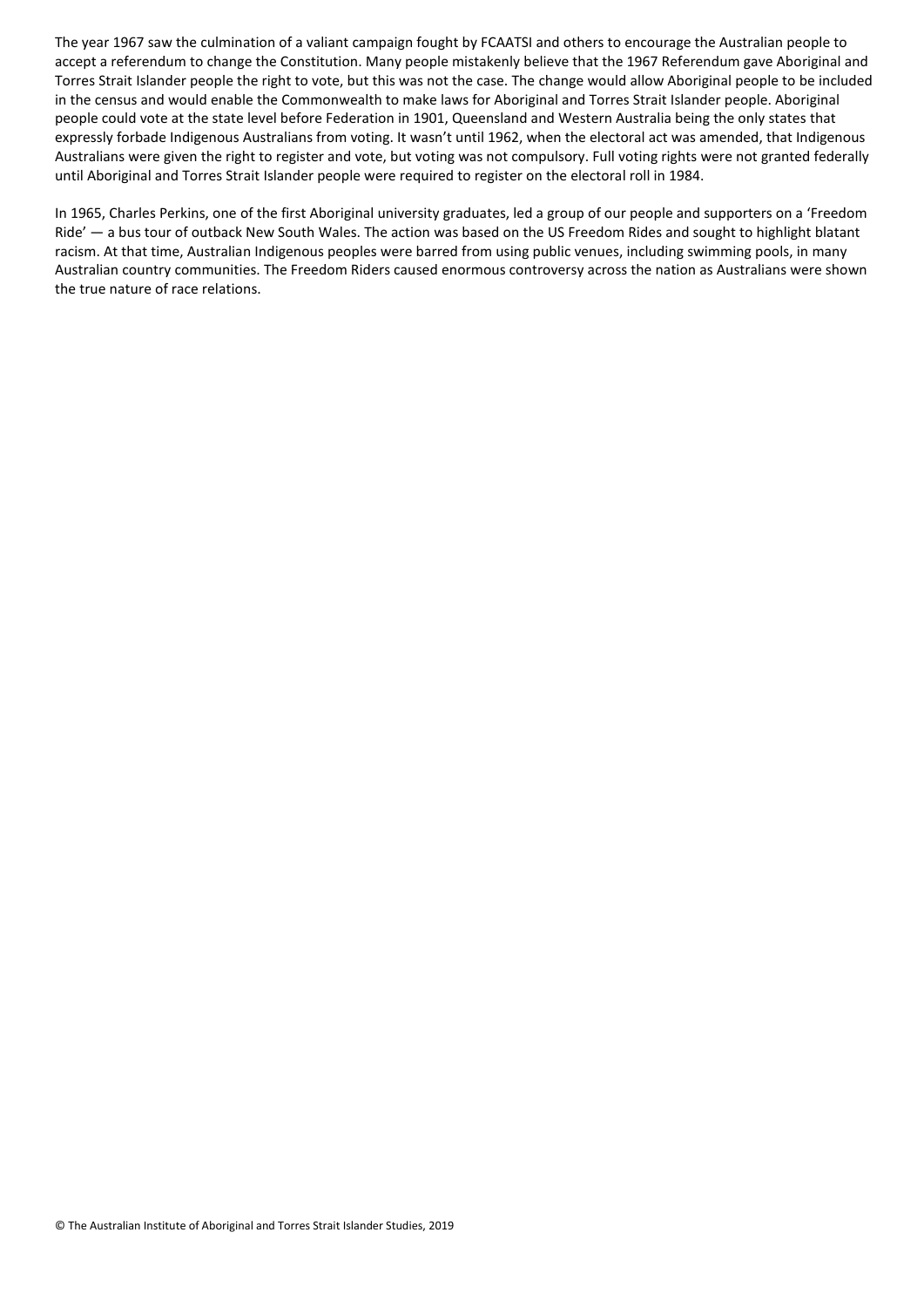The year 1967 saw the culmination of a valiant campaign fought by FCAATSI and others to encourage the Australian people to accept a referendum to change the Constitution. Many people mistakenly believe that the 1967 Referendum gave Aboriginal and Torres Strait Islander people the right to vote, but this was not the case. The change would allow Aboriginal people to be included in the census and would enable the Commonwealth to make laws for Aboriginal and Torres Strait Islander people. Aboriginal people could vote at the state level before Federation in 1901, Queensland and Western Australia being the only states that expressly forbade Indigenous Australians from voting. It wasn't until 1962, when the electoral act was amended, that Indigenous Australians were given the right to register and vote, but voting was not compulsory. Full voting rights were not granted federally until Aboriginal and Torres Strait Islander people were required to register on the electoral roll in 1984.

In 1965, Charles Perkins, one of the first Aboriginal university graduates, led a group of our people and supporters on a 'Freedom Ride' — a bus tour of outback New South Wales. The action was based on the US Freedom Rides and sought to highlight blatant racism. At that time, Australian Indigenous peoples were barred from using public venues, including swimming pools, in many Australian country communities. The Freedom Riders caused enormous controversy across the nation as Australians were shown the true nature of race relations.

© The Australian Institute of Aboriginal and Torres Strait Islander Studies, 2019